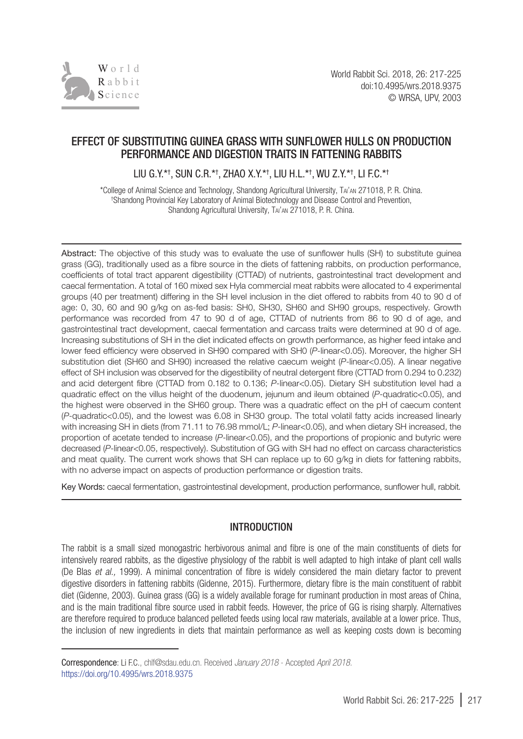# EFFECT OF SUBSTITUTING GUINEA GRASS WITH SUNFLOWER HULLS ON PRODUCTION PERFORMANCE AND DIGESTION TRAITS IN FATTENING RABBITS

LIU G.Y.[*†], SUN C.R.[*†], ZHAO X.Y.[*†], LIU H.L.[*†], WU Z.Y.[*†], LI F.C.[*†]

[*]College of Animal Science and Technology, Shandong Agricultural University, Tai'an 271018, P. R. China.
[†]Shandong Provincial Key Laboratory of Animal Biotechnology and Disease Control and Prevention, Shandong Agricultural University, Tai'an 271018, P. R. China.

**Abstract:** The objective of this study was to evaluate the use of sunflower hulls (SH) to substitute guinea grass (GG), traditionally used as a fibre source in the diets of fattening rabbits, on production performance, coefficients of total tract apparent digestibility (CTTAD) of nutrients, gastrointestinal tract development and caecal fermentation. A total of 160 mixed sex Hyla commercial meat rabbits were allocated to 4 experimental groups (40 per treatment) differing in the SH level inclusion in the diet offered to rabbits from 40 to 90 d of age: 0, 30, 60 and 90 g/kg on as-fed basis: SH0, SH30, SH60 and SH90 groups, respectively. Growth performance was recorded from 47 to 90 d of age, CTTAD of nutrients from 86 to 90 d of age, and gastrointestinal tract development, caecal fermentation and carcass traits were determined at 90 d of age. Increasing substitutions of SH in the diet indicated effects on growth performance, as higher feed intake and lower feed efficiency were observed in SH90 compared with SH0 (*P*-linear<0.05). Moreover, the higher SH substitution diet (SH60 and SH90) increased the relative caecum weight (*P*-linear<0.05). A linear negative effect of SH inclusion was observed for the digestibility of neutral detergent fibre (CTTAD from 0.294 to 0.232) and acid detergent fibre (CTTAD from 0.182 to 0.136; *P*-linear<0.05). Dietary SH substitution level had a quadratic effect on the villus height of the duodenum, jejunum and ileum obtained (*P*-quadratic<0.05), and the highest were observed in the SH60 group. There was a quadratic effect on the pH of caecum content (*P*-quadratic<0.05), and the lowest was 6.08 in SH30 group. The total volatil fatty acids increased linearly with increasing SH in diets (from 71.11 to 76.98 mmol/L; *P*-linear<0.05), and when dietary SH increased, the proportion of acetate tended to increase (*P*-linear<0.05), and the proportions of propionic and butyric were decreased (*P*-linear<0.05, respectively). Substitution of GG with SH had no effect on carcass characteristics and meat quality. The current work shows that SH can replace up to 60 g/kg in diets for fattening rabbits, with no adverse impact on aspects of production performance or digestion traits.

**Key Words:** caecal fermentation, gastrointestinal development, production performance, sunflower hull, rabbit.

## INTRODUCTION

The rabbit is a small sized monogastric herbivorous animal and fibre is one of the main constituents of diets for intensively reared rabbits, as the digestive physiology of the rabbit is well adapted to high intake of plant cell walls (De Blas *et al.,* 1999). A minimal concentration of fibre is widely considered the main dietary factor to prevent digestive disorders in fattening rabbits (Gidenne, 2015). Furthermore, dietary fibre is the main constituent of rabbit diet (Gidenne, 2003). Guinea grass (GG) is a widely available forage for ruminant production in most areas of China, and is the main traditional fibre source used in rabbit feeds. However, the price of GG is rising sharply. Alternatives are therefore required to produce balanced pelleted feeds using local raw materials, available at a lower price. Thus, the inclusion of new ingredients in diets that maintain performance as well as keeping costs down is becoming

Correspondence: Li F.C., chlf@sdau.edu.cn. Received *January 2018* - Accepted *April 2018*.
https://doi.org/10.4995/wrs.2018.9375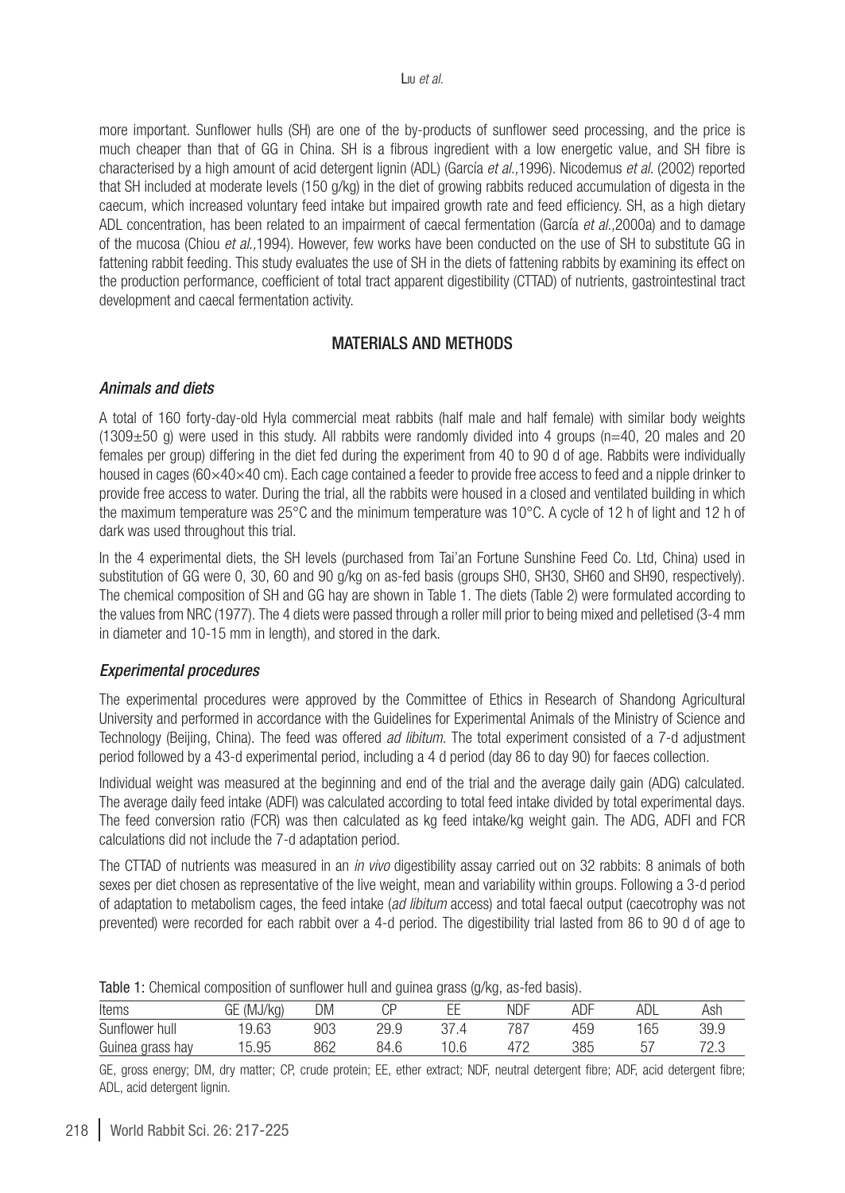more important. Sunflower hulls (SH) are one of the by-products of sunflower seed processing, and the price is much cheaper than that of GG in China. SH is a fibrous ingredient with a low energetic value, and SH fibre is characterised by a high amount of acid detergent lignin (ADL) (García *et al.,*1996). Nicodemus *et al.* (2002) reported that SH included at moderate levels (150 g/kg) in the diet of growing rabbits reduced accumulation of digesta in the caecum, which increased voluntary feed intake but impaired growth rate and feed efficiency. SH, as a high dietary ADL concentration, has been related to an impairment of caecal fermentation (García *et al.,*2000a) and to damage of the mucosa (Chiou *et al.,*1994). However, few works have been conducted on the use of SH to substitute GG in fattening rabbit feeding. This study evaluates the use of SH in the diets of fattening rabbits by examining its effect on the production performance, coefficient of total tract apparent digestibility (CTTAD) of nutrients, gastrointestinal tract development and caecal fermentation activity.

## MATERIALS AND METHODS

### *Animals and diets*

A total of 160 forty-day-old Hyla commercial meat rabbits (half male and half female) with similar body weights (1309±50 g) were used in this study. All rabbits were randomly divided into 4 groups (n=40, 20 males and 20 females per group) differing in the diet fed during the experiment from 40 to 90 d of age. Rabbits were individually housed in cages (60×40×40 cm). Each cage contained a feeder to provide free access to feed and a nipple drinker to provide free access to water. During the trial, all the rabbits were housed in a closed and ventilated building in which the maximum temperature was 25°C and the minimum temperature was 10°C. A cycle of 12 h of light and 12 h of dark was used throughout this trial.

In the 4 experimental diets, the SH levels (purchased from Tai'an Fortune Sunshine Feed Co. Ltd, China) used in substitution of GG were 0, 30, 60 and 90 g/kg on as-fed basis (groups SH0, SH30, SH60 and SH90, respectively). The chemical composition of SH and GG hay are shown in Table 1. The diets (Table 2) were formulated according to the values from NRC (1977). The 4 diets were passed through a roller mill prior to being mixed and pelletised (3-4 mm in diameter and 10-15 mm in length), and stored in the dark.

### *Experimental procedures*

The experimental procedures were approved by the Committee of Ethics in Research of Shandong Agricultural University and performed in accordance with the Guidelines for Experimental Animals of the Ministry of Science and Technology (Beijing, China). The feed was offered *ad libitum*. The total experiment consisted of a 7-d adjustment period followed by a 43-d experimental period, including a 4 d period (day 86 to day 90) for faeces collection.

Individual weight was measured at the beginning and end of the trial and the average daily gain (ADG) calculated. The average daily feed intake (ADFI) was calculated according to total feed intake divided by total experimental days. The feed conversion ratio (FCR) was then calculated as kg feed intake/kg weight gain. The ADG, ADFI and FCR calculations did not include the 7-d adaptation period.

The CTTAD of nutrients was measured in an *in vivo* digestibility assay carried out on 32 rabbits: 8 animals of both sexes per diet chosen as representative of the live weight, mean and variability within groups. Following a 3-d period of adaptation to metabolism cages, the feed intake (*ad libitum* access) and total faecal output (caecotrophy was not prevented) were recorded for each rabbit over a 4-d period. The digestibility trial lasted from 86 to 90 d of age to

Table 1: Chemical composition of sunflower hull and guinea grass (g/kg, as-fed basis).

| Items | GE (MJ/kg) | DM | CP | EE | NDF | ADF | ADL | Ash |
|---|---|---|---|---|---|---|---|---|
| Sunflower hull | 19.63 | 903 | 29.9 | 37.4 | 787 | 459 | 165 | 39.9 |
| Guinea grass hay | 15.95 | 862 | 84.6 | 10.6 | 472 | 385 | 57 | 72.3 |

GE, gross energy; DM, dry matter; CP, crude protein; EE, ether extract; NDF, neutral detergent fibre; ADF, acid detergent fibre; ADL, acid detergent lignin.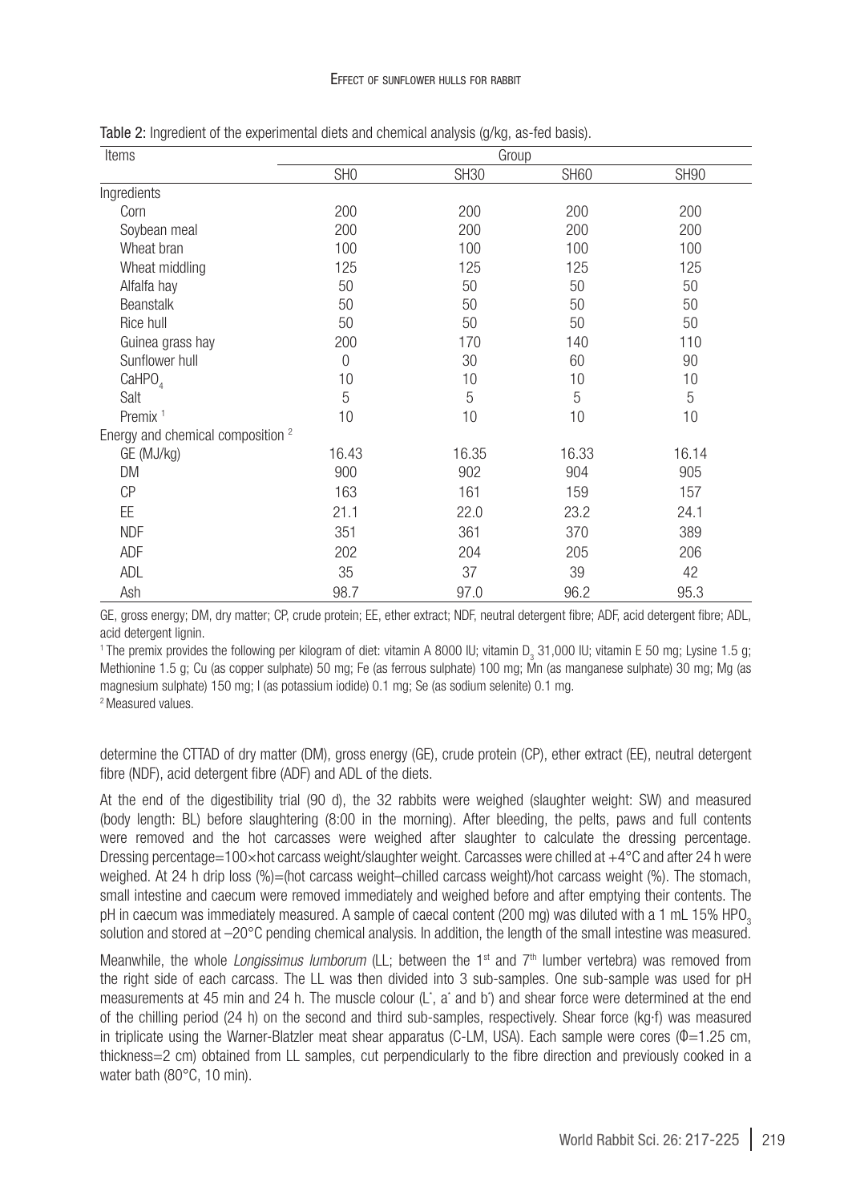Table 2: Ingredient of the experimental diets and chemical analysis (g/kg, as-fed basis).

| Items | Group | | | |
|---|---|---|---|---|
| | SH0 | SH30 | SH60 | SH90 |
| Ingredients | | | | |
| Corn | 200 | 200 | 200 | 200 |
| Soybean meal | 200 | 200 | 200 | 200 |
| Wheat bran | 100 | 100 | 100 | 100 |
| Wheat middling | 125 | 125 | 125 | 125 |
| Alfalfa hay | 50 | 50 | 50 | 50 |
| Beanstalk | 50 | 50 | 50 | 50 |
| Rice hull | 50 | 50 | 50 | 50 |
| Guinea grass hay | 200 | 170 | 140 | 110 |
| Sunflower hull | 0 | 30 | 60 | 90 |
| $CaHPO_4$ | 10 | 10 | 10 | 10 |
| Salt | 5 | 5 | 5 | 5 |
| Premix [1] | 10 | 10 | 10 | 10 |
| Energy and chemical composition [2] | | | | |
| GE (MJ/kg) | 16.43 | 16.35 | 16.33 | 16.14 |
| DM | 900 | 902 | 904 | 905 |
| CP | 163 | 161 | 159 | 157 |
| EE | 21.1 | 22.0 | 23.2 | 24.1 |
| NDF | 351 | 361 | 370 | 389 |
| ADF | 202 | 204 | 205 | 206 |
| ADL | 35 | 37 | 39 | 42 |
| Ash | 98.7 | 97.0 | 96.2 | 95.3 |

GE, gross energy; DM, dry matter; CP, crude protein; EE, ether extract; NDF, neutral detergent fibre; ADF, acid detergent fibre; ADL, acid detergent lignin.

[1] The premix provides the following per kilogram of diet: vitamin A 8000 IU; vitamin $D_3$ 31,000 IU; vitamin E 50 mg; Lysine 1.5 g; Methionine 1.5 g; Cu (as copper sulphate) 50 mg; Fe (as ferrous sulphate) 100 mg; Mn (as manganese sulphate) 30 mg; Mg (as magnesium sulphate) 150 mg; I (as potassium iodide) 0.1 mg; Se (as sodium selenite) 0.1 mg.

[2] Measured values.

determine the CTTAD of dry matter (DM), gross energy (GE), crude protein (CP), ether extract (EE), neutral detergent fibre (NDF), acid detergent fibre (ADF) and ADL of the diets.

At the end of the digestibility trial (90 d), the 32 rabbits were weighed (slaughter weight: SW) and measured (body length: BL) before slaughtering (8:00 in the morning). After bleeding, the pelts, paws and full contents were removed and the hot carcasses were weighed after slaughter to calculate the dressing percentage. Dressing percentage=100×hot carcass weight/slaughter weight. Carcasses were chilled at +4°C and after 24 h were weighed. At 24 h drip loss (%)=(hot carcass weight–chilled carcass weight)/hot carcass weight (%). The stomach, small intestine and caecum were removed immediately and weighed before and after emptying their contents. The pH in caecum was immediately measured. A sample of caecal content (200 mg) was diluted with a 1 mL 15% $HPO_3$ solution and stored at –20°C pending chemical analysis. In addition, the length of the small intestine was measured.

Meanwhile, the whole *Longissimus lumborum* (LL; between the 1st and 7th lumber vertebra) was removed from the right side of each carcass. The LL was then divided into 3 sub-samples. One sub-sample was used for pH measurements at 45 min and 24 h. The muscle colour ($L^*$, $a^*$ and $b^*$) and shear force were determined at the end of the chilling period (24 h) on the second and third sub-samples, respectively. Shear force (kg·f) was measured in triplicate using the Warner-Blatzler meat shear apparatus (C-LM, USA). Each sample were cores ($\Phi$=1.25 cm, thickness=2 cm) obtained from LL samples, cut perpendicularly to the fibre direction and previously cooked in a water bath (80°C, 10 min).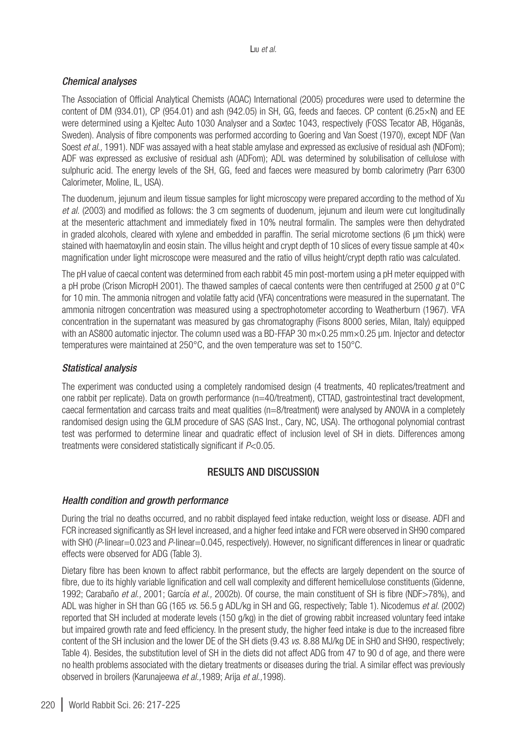### *Chemical analyses*

The Association of Official Analytical Chemists (AOAC) International (2005) procedures were used to determine the content of DM (934.01), CP (954.01) and ash (942.05) in SH, GG, feeds and faeces. CP content (6.25×N) and EE were determined using a Kjeltec Auto 1030 Analyser and a Soxtec 1043, respectively (FOSS Tecator AB, Höganäs, Sweden). Analysis of fibre components was performed according to Goering and Van Soest (1970), except NDF (Van Soest *et al.,* 1991). NDF was assayed with a heat stable amylase and expressed as exclusive of residual ash (NDFom); ADF was expressed as exclusive of residual ash (ADFom); ADL was determined by solubilisation of cellulose with sulphuric acid. The energy levels of the SH, GG, feed and faeces were measured by bomb calorimetry (Parr 6300 Calorimeter, Moline, IL, USA).

The duodenum, jejunum and ileum tissue samples for light microscopy were prepared according to the method of Xu *et al.* (2003) and modified as follows: the 3 cm segments of duodenum, jejunum and ileum were cut longitudinally at the mesenteric attachment and immediately fixed in 10% neutral formalin. The samples were then dehydrated in graded alcohols, cleared with xylene and embedded in paraffin. The serial microtome sections (6 μm thick) were stained with haematoxylin and eosin stain. The villus height and crypt depth of 10 slices of every tissue sample at 40× magnification under light microscope were measured and the ratio of villus height/crypt depth ratio was calculated.

The pH value of caecal content was determined from each rabbit 45 min post-mortem using a pH meter equipped with a pH probe (Crison MicropH 2001). The thawed samples of caecal contents were then centrifuged at 2500 *g* at 0°C for 10 min. The ammonia nitrogen and volatile fatty acid (VFA) concentrations were measured in the supernatant. The ammonia nitrogen concentration was measured using a spectrophotometer according to Weatherburn (1967). VFA concentration in the supernatant was measured by gas chromatography (Fisons 8000 series, Milan, Italy) equipped with an AS800 automatic injector. The column used was a BD-FFAP 30 m×0.25 mm×0.25 μm. Injector and detector temperatures were maintained at 250°C, and the oven temperature was set to 150°C.

### *Statistical analysis*

The experiment was conducted using a completely randomised design (4 treatments, 40 replicates/treatment and one rabbit per replicate). Data on growth performance (n=40/treatment), CTTAD, gastrointestinal tract development, caecal fermentation and carcass traits and meat qualities (n=8/treatment) were analysed by ANOVA in a completely randomised design using the GLM procedure of SAS (SAS Inst., Cary, NC, USA). The orthogonal polynomial contrast test was performed to determine linear and quadratic effect of inclusion level of SH in diets. Differences among treatments were considered statistically significant if $P<0.05$.

## RESULTS AND DISCUSSION

### *Health condition and growth performance*

During the trial no deaths occurred, and no rabbit displayed feed intake reduction, weight loss or disease. ADFI and FCR increased significantly as SH level increased, and a higher feed intake and FCR were observed in SH90 compared with SH0 (*P*-linear=0.023 and *P*-linear=0.045, respectively). However, no significant differences in linear or quadratic effects were observed for ADG (Table 3).

Dietary fibre has been known to affect rabbit performance, but the effects are largely dependent on the source of fibre, due to its highly variable lignification and cell wall complexity and different hemicellulose constituents (Gidenne, 1992; Carabaño *et al.,* 2001; García *et al.,* 2002b). Of course, the main constituent of SH is fibre (NDF>78%), and ADL was higher in SH than GG (165 *vs.* 56.5 g ADL/kg in SH and GG, respectively; Table 1). Nicodemus *et al.* (2002) reported that SH included at moderate levels (150 g/kg) in the diet of growing rabbit increased voluntary feed intake but impaired growth rate and feed efficiency. In the present study, the higher feed intake is due to the increased fibre content of the SH inclusion and the lower DE of the SH diets (9.43 *vs.* 8.88 MJ/kg DE in SH0 and SH90, respectively; Table 4). Besides, the substitution level of SH in the diets did not affect ADG from 47 to 90 d of age, and there were no health problems associated with the dietary treatments or diseases during the trial. A similar effect was previously observed in broilers (Karunajeewa *et al.,*1989; Arija *et al.,*1998).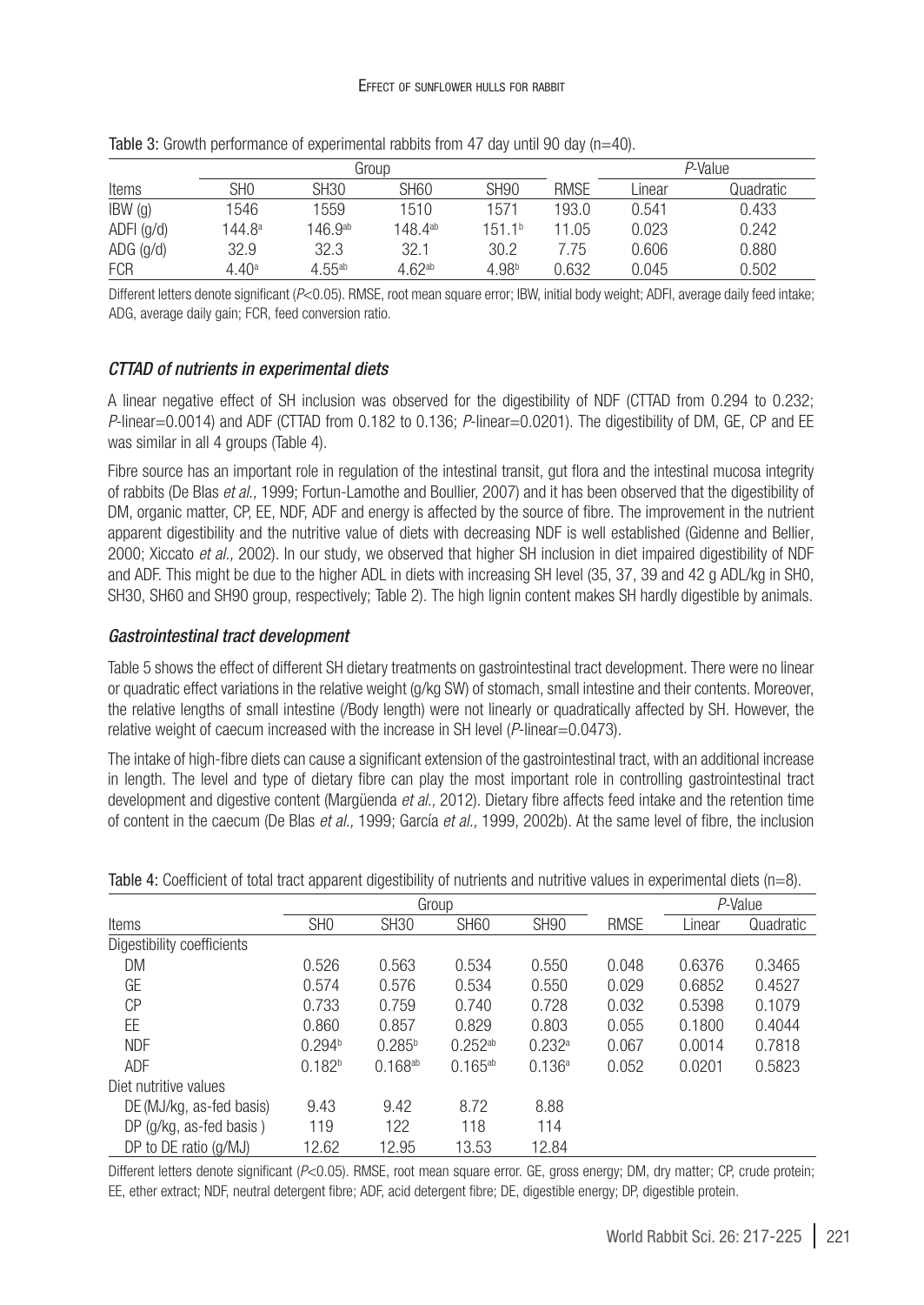Table 3: Growth performance of experimental rabbits from 47 day until 90 day (n=40).

| | Group | | | | | *P*-Value | |
|---|---|---|---|---|---|---|---|
| Items | SH0 | SH30 | SH60 | SH90 | RMSE | Linear | Quadratic |
| IBW (g) | 1546 | 1559 | 1510 | 1571 | 193.0 | 0.541 | 0.433 |
| ADFI (g/d) | 144.8[a] | 146.9[ab] | 148.4[ab] | 151.1[b] | 11.05 | 0.023 | 0.242 |
| ADG (g/d) | 32.9 | 32.3 | 32.1 | 30.2 | 7.75 | 0.606 | 0.880 |
| FCR | 4.40[a] | 4.55[ab] | 4.62[ab] | 4.98[b] | 0.632 | 0.045 | 0.502 |

Different letters denote significant ($P$<0.05). RMSE, root mean square error; IBW, initial body weight; ADFI, average daily feed intake; ADG, average daily gain; FCR, feed conversion ratio.

### *CTTAD of nutrients in experimental diets*

A linear negative effect of SH inclusion was observed for the digestibility of NDF (CTTAD from 0.294 to 0.232; *P*-linear=0.0014) and ADF (CTTAD from 0.182 to 0.136; *P*-linear=0.0201). The digestibility of DM, GE, CP and EE was similar in all 4 groups (Table 4).

Fibre source has an important role in regulation of the intestinal transit, gut flora and the intestinal mucosa integrity of rabbits (De Blas *et al.,* 1999; Fortun-Lamothe and Boullier, 2007) and it has been observed that the digestibility of DM, organic matter, CP, EE, NDF, ADF and energy is affected by the source of fibre. The improvement in the nutrient apparent digestibility and the nutritive value of diets with decreasing NDF is well established (Gidenne and Bellier*,* 2000; Xiccato *et al.,* 2002). In our study, we observed that higher SH inclusion in diet impaired digestibility of NDF and ADF. This might be due to the higher ADL in diets with increasing SH level (35, 37, 39 and 42 g ADL/kg in SH0, SH30, SH60 and SH90 group, respectively; Table 2). The high lignin content makes SH hardly digestible by animals.

### *Gastrointestinal tract development*

Table 5 shows the effect of different SH dietary treatments on gastrointestinal tract development. There were no linear or quadratic effect variations in the relative weight (g/kg SW) of stomach, small intestine and their contents. Moreover, the relative lengths of small intestine (/Body length) were not linearly or quadratically affected by SH. However, the relative weight of caecum increased with the increase in SH level (*P*-linear=0.0473).

The intake of high-fibre diets can cause a significant extension of the gastrointestinal tract, with an additional increase in length. The level and type of dietary fibre can play the most important role in controlling gastrointestinal tract development and digestive content (Margüenda *et al.,* 2012). Dietary fibre affects feed intake and the retention time of content in the caecum (De Blas *et al.,* 1999; García *et al.,* 1999, 2002b). At the same level of fibre, the inclusion

Table 4: Coefficient of total tract apparent digestibility of nutrients and nutritive values in experimental diets (n=8).

| | Group | | | | | *P*-Value | |
|---|---|---|---|---|---|---|---|
| Items | SH0 | SH30 | SH60 | SH90 | RMSE | Linear | Quadratic |
| Digestibility coefficients | | | | | | | |
| DM | 0.526 | 0.563 | 0.534 | 0.550 | 0.048 | 0.6376 | 0.3465 |
| GE | 0.574 | 0.576 | 0.534 | 0.550 | 0.029 | 0.6852 | 0.4527 |
| CP | 0.733 | 0.759 | 0.740 | 0.728 | 0.032 | 0.5398 | 0.1079 |
| EE | 0.860 | 0.857 | 0.829 | 0.803 | 0.055 | 0.1800 | 0.4044 |
| NDF | 0.294[b] | 0.285[b] | 0.252[ab] | 0.232[a] | 0.067 | 0.0014 | 0.7818 |
| ADF | 0.182[b] | 0.168[ab] | 0.165[ab] | 0.136[a] | 0.052 | 0.0201 | 0.5823 |
| Diet nutritive values | | | | | | | |
| DE (MJ/kg, as-fed basis) | 9.43 | 9.42 | 8.72 | 8.88 | | | |
| DP (g/kg, as-fed basis ) | 119 | 122 | 118 | 114 | | | |
| DP to DE ratio (g/MJ) | 12.62 | 12.95 | 13.53 | 12.84 | | | |

Different letters denote significant ($P$<0.05). RMSE, root mean square error. GE, gross energy; DM, dry matter; CP, crude protein; EE, ether extract; NDF, neutral detergent fibre; ADF, acid detergent fibre; DE, digestible energy; DP, digestible protein.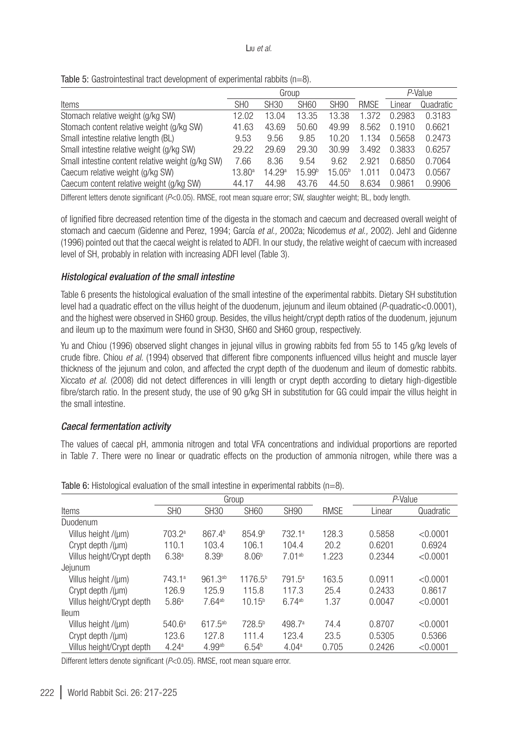Table 5: Gastrointestinal tract development of experimental rabbits (n=8).

| Items | Group | | | | RMSE | *P*-Value | |
|---|---|---|---|---|---|---|---|
| | SH0 | SH30 | SH60 | SH90 | | Linear | Quadratic |
| Stomach relative weight (g/kg SW) | 12.02 | 13.04 | 13.35 | 13.38 | 1.372 | 0.2983 | 0.3183 |
| Stomach content relative weight (g/kg SW) | 41.63 | 43.69 | 50.60 | 49.99 | 8.562 | 0.1910 | 0.6621 |
| Small intestine relative length (BL) | 9.53 | 9.56 | 9.85 | 10.20 | 1.134 | 0.5658 | 0.2473 |
| Small intestine relative weight (g/kg SW) | 29.22 | 29.69 | 29.30 | 30.99 | 3.492 | 0.3833 | 0.6257 |
| Small intestine content relative weight (g/kg SW) | 7.66 | 8.36 | 9.54 | 9.62 | 2.921 | 0.6850 | 0.7064 |
| Caecum relative weight (g/kg SW) | 13.80[a] | 14.29[a] | 15.99[b] | 15.05[b] | 1.011 | 0.0473 | 0.0567 |
| Caecum content relative weight (g/kg SW) | 44.17 | 44.98 | 43.76 | 44.50 | 8.634 | 0.9861 | 0.9906 |

Different letters denote significant ($P$<0.05). RMSE, root mean square error; SW, slaughter weight; BL, body length.

of lignified fibre decreased retention time of the digesta in the stomach and caecum and decreased overall weight of stomach and caecum (Gidenne and Perez, 1994; García *et al.,* 2002a; Nicodemus *et al.,* 2002). Jehl and Gidenne (1996) pointed out that the caecal weight is related to ADFI. In our study, the relative weight of caecum with increased level of SH, probably in relation with increasing ADFI level (Table 3).

### *Histological evaluation of the small intestine*

Table 6 presents the histological evaluation of the small intestine of the experimental rabbits. Dietary SH substitution level had a quadratic effect on the villus height of the duodenum, jejunum and ileum obtained (*P*-quadratic<0.0001), and the highest were observed in SH60 group. Besides, the villus height/crypt depth ratios of the duodenum, jejunum and ileum up to the maximum were found in SH30, SH60 and SH60 group, respectively.

Yu and Chiou (1996) observed slight changes in jejunal villus in growing rabbits fed from 55 to 145 g/kg levels of crude fibre. Chiou *et al.* (1994) observed that different fibre components influenced villus height and muscle layer thickness of the jejunum and colon, and affected the crypt depth of the duodenum and ileum of domestic rabbits. Xiccato *et al.* (2008) did not detect differences in villi length or crypt depth according to dietary high-digestible fibre/starch ratio. In the present study, the use of 90 g/kg SH in substitution for GG could impair the villus height in the small intestine.

### *Caecal fermentation activity*

The values of caecal pH, ammonia nitrogen and total VFA concentrations and individual proportions are reported in Table 7. There were no linear or quadratic effects on the production of ammonia nitrogen, while there was a

Table 6: Histological evaluation of the small intestine in experimental rabbits (n=8).

| Items | Group | | | | RMSE | *P*-Value | |
|---|---|---|---|---|---|---|---|
| | SH0 | SH30 | SH60 | SH90 | | Linear | Quadratic |
| Duodenum | | | | | | | |
| Villus height /(μm) | 703.2[a] | 867.4[b] | 854.9[b] | 732.1[a] | 128.3 | 0.5858 | <0.0001 |
| Crypt depth /(μm) | 110.1 | 103.4 | 106.1 | 104.4 | 20.2 | 0.6201 | 0.6924 |
| Villus height/Crypt depth | 6.38[a] | 8.39[b] | 8.06[b] | 7.01[ab] | 1.223 | 0.2344 | <0.0001 |
| Jejunum | | | | | | | |
| Villus height /(μm) | 743.1[a] | 961.3[ab] | 1176.5[b] | 791.5[a] | 163.5 | 0.0911 | <0.0001 |
| Crypt depth /(μm) | 126.9 | 125.9 | 115.8 | 117.3 | 25.4 | 0.2433 | 0.8617 |
| Villus height/Crypt depth | 5.86[a] | 7.64[ab] | 10.15[b] | 6.74[ab] | 1.37 | 0.0047 | <0.0001 |
| Ileum | | | | | | | |
| Villus height /(μm) | 540.6[a] | 617.5[ab] | 728.5[b] | 498.7[a] | 74.4 | 0.8707 | <0.0001 |
| Crypt depth /(μm) | 123.6 | 127.8 | 111.4 | 123.4 | 23.5 | 0.5305 | 0.5366 |
| Villus height/Crypt depth | 4.24[a] | 4.99[ab] | 6.54[b] | 4.04[a] | 0.705 | 0.2426 | <0.0001 |

Different letters denote significant ($P$<0.05). RMSE, root mean square error.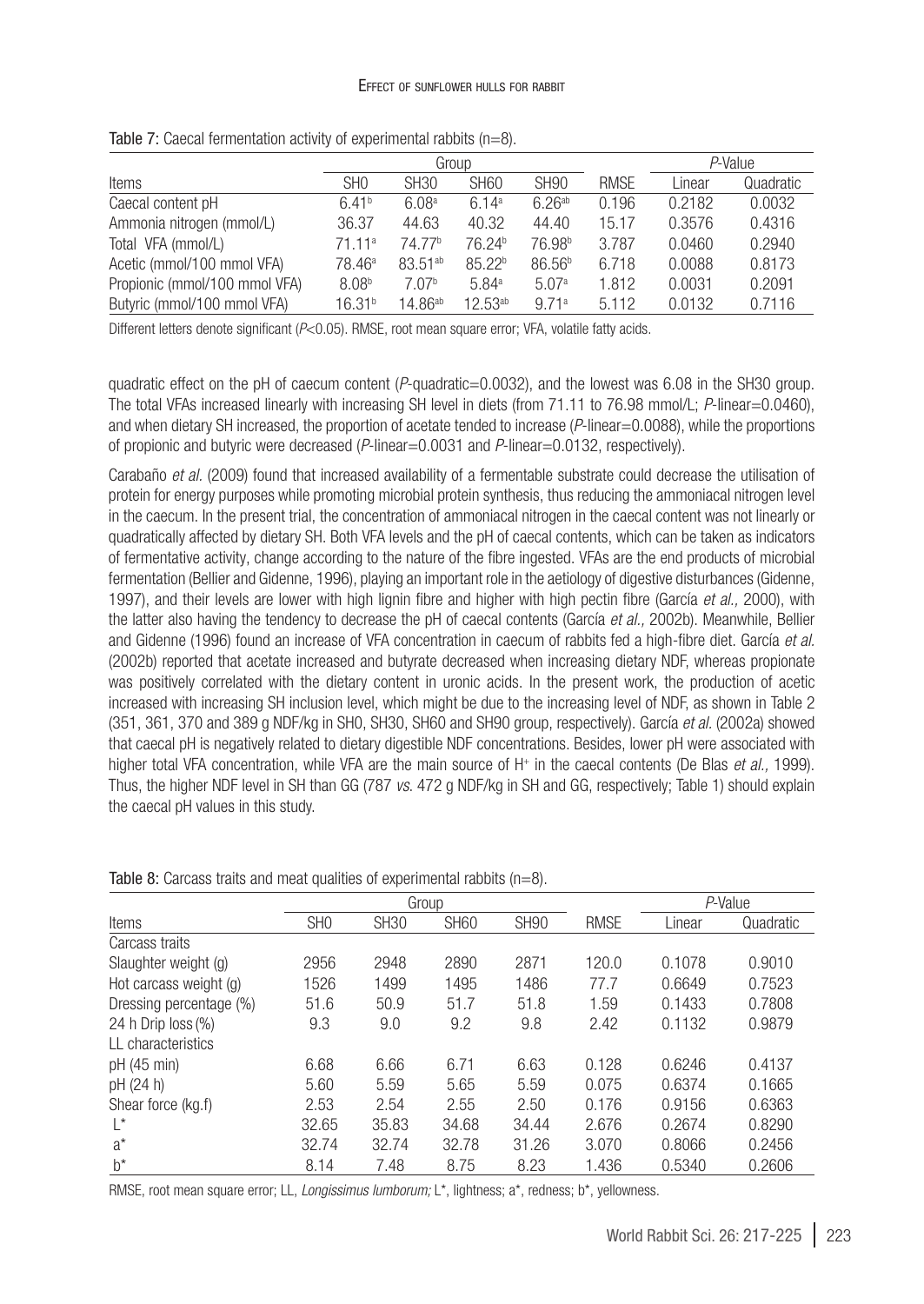Table 7: Caecal fermentation activity of experimental rabbits (n=8).

| Items | Group | | | | RMSE | *P*-Value | |
|---|---|---|---|---|---|---|---|
| | SH0 | SH30 | SH60 | SH90 | | Linear | Quadratic |
| Caecal content pH | 6.41[b] | 6.08[a] | 6.14[a] | 6.26[ab] | 0.196 | 0.2182 | 0.0032 |
| Ammonia nitrogen (mmol/L) | 36.37 | 44.63 | 40.32 | 44.40 | 15.17 | 0.3576 | 0.4316 |
| Total VFA (mmol/L) | 71.11[a] | 74.77[b] | 76.24[b] | 76.98[b] | 3.787 | 0.0460 | 0.2940 |
| Acetic (mmol/100 mmol VFA) | 78.46[a] | 83.51[ab] | 85.22[b] | 86.56[b] | 6.718 | 0.0088 | 0.8173 |
| Propionic (mmol/100 mmol VFA) | 8.08[b] | 7.07[b] | 5.84[a] | 5.07[a] | 1.812 | 0.0031 | 0.2091 |
| Butyric (mmol/100 mmol VFA) | 16.31[b] | 14.86[ab] | 12.53[ab] | 9.71[a] | 5.112 | 0.0132 | 0.7116 |

Different letters denote significant ($P$<0.05). RMSE, root mean square error; VFA, volatile fatty acids.

quadratic effect on the pH of caecum content (*P*-quadratic=0.0032), and the lowest was 6.08 in the SH30 group. The total VFAs increased linearly with increasing SH level in diets (from 71.11 to 76.98 mmol/L; *P*-linear=0.0460), and when dietary SH increased, the proportion of acetate tended to increase (*P*-linear=0.0088), while the proportions of propionic and butyric were decreased (*P*-linear=0.0031 and *P*-linear=0.0132, respectively).

Carabaño *et al.* (2009) found that increased availability of a fermentable substrate could decrease the utilisation of protein for energy purposes while promoting microbial protein synthesis, thus reducing the ammoniacal nitrogen level in the caecum. In the present trial, the concentration of ammoniacal nitrogen in the caecal content was not linearly or quadratically affected by dietary SH. Both VFA levels and the pH of caecal contents, which can be taken as indicators of fermentative activity, change according to the nature of the fibre ingested. VFAs are the end products of microbial fermentation (Bellier and Gidenne, 1996), playing an important role in the aetiology of digestive disturbances (Gidenne, 1997), and their levels are lower with high lignin fibre and higher with high pectin fibre (García *et al.,* 2000), with the latter also having the tendency to decrease the pH of caecal contents (García *et al.,* 2002b). Meanwhile, Bellier and Gidenne (1996) found an increase of VFA concentration in caecum of rabbits fed a high-fibre diet. García *et al.* (2002b) reported that acetate increased and butyrate decreased when increasing dietary NDF, whereas propionate was positively correlated with the dietary content in uronic acids. In the present work, the production of acetic increased with increasing SH inclusion level, which might be due to the increasing level of NDF, as shown in Table 2 (351, 361, 370 and 389 g NDF/kg in SH0, SH30, SH60 and SH90 group, respectively). García *et al.* (2002a) showed that caecal pH is negatively related to dietary digestible NDF concentrations. Besides, lower pH were associated with higher total VFA concentration, while VFA are the main source of $H^+$ in the caecal contents (De Blas *et al.,* 1999). Thus, the higher NDF level in SH than GG (787 *vs.* 472 g NDF/kg in SH and GG, respectively; Table 1) should explain the caecal pH values in this study.

Table 8: Carcass traits and meat qualities of experimental rabbits (n=8).

| Items | Group | | | | RMSE | *P*-Value | |
|---|---|---|---|---|---|---|---|
| | SH0 | SH30 | SH60 | SH90 | | Linear | Quadratic |
| Carcass traits | | | | | | | |
| Slaughter weight (g) | 2956 | 2948 | 2890 | 2871 | 120.0 | 0.1078 | 0.9010 |
| Hot carcass weight (g) | 1526 | 1499 | 1495 | 1486 | 77.7 | 0.6649 | 0.7523 |
| Dressing percentage (%) | 51.6 | 50.9 | 51.7 | 51.8 | 1.59 | 0.1433 | 0.7808 |
| 24 h Drip loss (%) | 9.3 | 9.0 | 9.2 | 9.8 | 2.42 | 0.1132 | 0.9879 |
| LL characteristics | | | | | | | |
| pH (45 min) | 6.68 | 6.66 | 6.71 | 6.63 | 0.128 | 0.6246 | 0.4137 |
| pH (24 h) | 5.60 | 5.59 | 5.65 | 5.59 | 0.075 | 0.6374 | 0.1665 |
| Shear force (kg.f) | 2.53 | 2.54 | 2.55 | 2.50 | 0.176 | 0.9156 | 0.6363 |
| L* | 32.65 | 35.83 | 34.68 | 34.44 | 2.676 | 0.2674 | 0.8290 |
| a* | 32.74 | 32.74 | 32.78 | 31.26 | 3.070 | 0.8066 | 0.2456 |
| b* | 8.14 | 7.48 | 8.75 | 8.23 | 1.436 | 0.5340 | 0.2606 |

RMSE, root mean square error; LL, *Longissimus lumborum;* L*, lightness; a*, redness; b*, yellowness.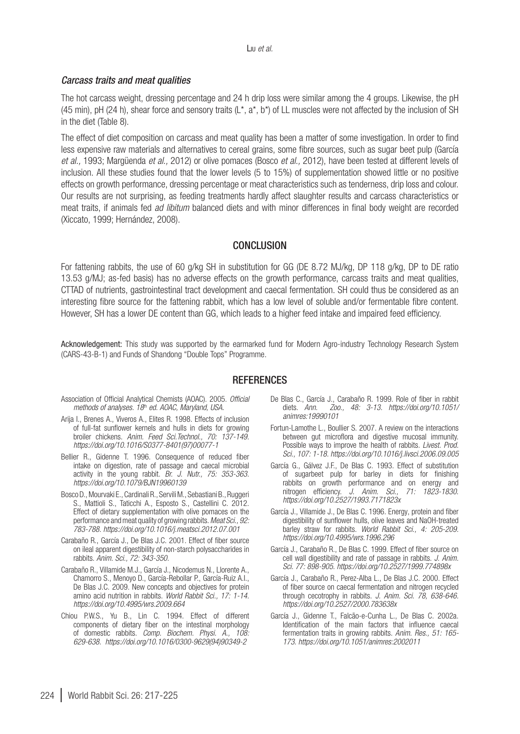### *Carcass traits and meat qualities*

The hot carcass weight, dressing percentage and 24 h drip loss were similar among the 4 groups. Likewise, the pH (45 min), pH (24 h), shear force and sensory traits (L*, a*, b*) of LL muscles were not affected by the inclusion of SH in the diet (Table 8).

The effect of diet composition on carcass and meat quality has been a matter of some investigation. In order to find less expensive raw materials and alternatives to cereal grains, some fibre sources, such as sugar beet pulp (García *et al.,* 1993; Margüenda *et al.,* 2012) or olive pomaces (Bosco *et al.,* 2012), have been tested at different levels of inclusion. All these studies found that the lower levels (5 to 15%) of supplementation showed little or no positive effects on growth performance, dressing percentage or meat characteristics such as tenderness, drip loss and colour. Our results are not surprising, as feeding treatments hardly affect slaughter results and carcass characteristics or meat traits, if animals fed *ad libitum* balanced diets and with minor differences in final body weight are recorded (Xiccato, 1999; Hernández, 2008).

## CONCLUSION

For fattening rabbits, the use of 60 g/kg SH in substitution for GG (DE 8.72 MJ/kg, DP 118 g/kg, DP to DE ratio 13.53 g/MJ; as-fed basis) has no adverse effects on the growth performance, carcass traits and meat qualities, CTTAD of nutrients, gastrointestinal tract development and caecal fermentation. SH could thus be considered as an interesting fibre source for the fattening rabbit, which has a low level of soluble and/or fermentable fibre content. However, SH has a lower DE content than GG, which leads to a higher feed intake and impaired feed efficiency.

**Acknowledgement:** This study was supported by the earmarked fund for Modern Agro-industry Technology Research System (CARS-43-B-1) and Funds of Shandong "Double Tops" Programme.

## REFERENCES

Association of Official Analytical Chemists (AOAC). 2005. *Official methods of analyses. 18th ed. AOAC, Maryland, USA.*

Arija I., Brenes A., Viveros A., Elites R. 1998. Effects of inclusion of full-fat sunflower kernels and hulls in diets for growing broiler chickens. *Anim. Feed Sci.Technol., 70: 137-149. https://doi.org/10.1016/S0377-8401(97)00077-1*

Bellier R., Gidenne T. 1996. Consequence of reduced fiber intake on digestion, rate of passage and caecal microbial activity in the young rabbit. *Br. J. Nutr., 75: 353-363. https://doi.org/10.1079/BJN19960139*

Bosco D., Mourvaki E., Cardinali R., Servili M., Sebastiani B., Ruggeri S., Mattioli S., Taticchi A., Esposto S., Castellini C. 2012. Effect of dietary supplementation with olive pomaces on the performance and meat quality of growing rabbits. *Meat Sci., 92: 783-788. https://doi.org/10.1016/j.meatsci.2012.07.001*

Carabaño R., García J., De Blas J.C. 2001. Effect of fiber source on ileal apparent digestibility of non-starch polysaccharides in rabbits. *Anim. Sci., 72: 343-350.*

Carabaño R., Villamide M.J., García J., Nicodemus N., Llorente A., Chamorro S., Menoyo D., García-Rebollar P., García-Ruiz A.I., De Blas J.C. 2009. New concepts and objectives for protein amino acid nutrition in rabbits. *World Rabbit Sci., 17: 1-14. https://doi.org/10.4995/wrs.2009.664*

Chiou P.W.S., Yu B., Lin C. 1994. Effect of different components of dietary fiber on the intestinal morphology of domestic rabbits. *Comp. Biochem. Physi. A., 108: 629-638. https://doi.org/10.1016/0300-9629(94)90349-2*

De Blas C., García J., Carabaño R. 1999. Role of fiber in rabbit diets. *Ann. Zoo., 48: 3-13. https://doi.org/10.1051/animres:19990101*

Fortun-Lamothe L., Boullier S. 2007. A review on the interactions between gut microflora and digestive mucosal immunity. Possible ways to improve the health of rabbits. *Livest. Prod. Sci., 107: 1-18. https://doi.org/10.1016/j.livsci.2006.09.005*

García G., Gálvez J.F., De Blas C. 1993. Effect of substitution of sugarbeet pulp for barley in diets for finishing rabbits on growth performance and on energy and nitrogen efficiency. *J. Anim. Sci., 71: 1823-1830. https://doi.org/10.2527/1993.7171823x*

García J., Villamide J., De Blas C. 1996. Energy, protein and fiber digestibility of sunflower hulls, olive leaves and NaOH-treated barley straw for rabbits. *World Rabbit Sci., 4: 205-209. https://doi.org/10.4995/wrs.1996.296*

García J., Carabaño R., De Blas C. 1999. Effect of fiber source on cell wall digestibility and rate of passage in rabbits. *J. Anim. Sci. 77: 898-905. https://doi.org/10.2527/1999.774898x*

García J., Carabaño R., Perez-Alba L., De Blas J.C. 2000. Effect of fiber source on caecal fermentation and nitrogen recycled through cecotrophy in rabbits. *J. Anim. Sci. 78, 638-646. https://doi.org/10.2527/2000.783638x*

García J., Gidenne T., Falcão-e-Cunha L., De Blas C. 2002a. Identification of the main factors that influence caecal fermentation traits in growing rabbits. *Anim. Res., 51: 165-173. https://doi.org/10.1051/animres:2002011*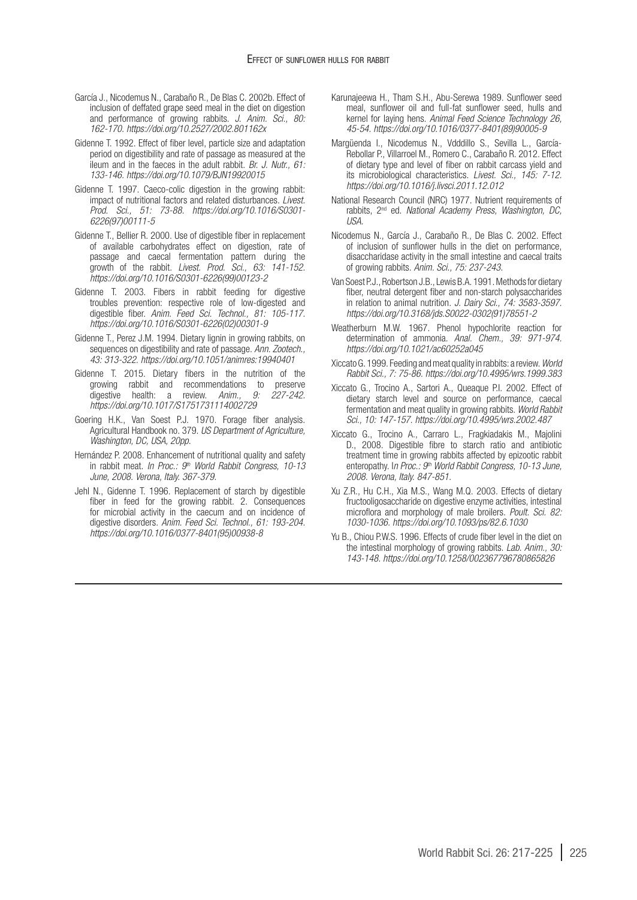García J., Nicodemus N., Carabaño R., De Blas C. 2002b. Effect of inclusion of deffated grape seed meal in the diet on digestion and performance of growing rabbits. *J. Anim. Sci., 80: 162-170. https://doi.org/10.2527/2002.801162x*

Gidenne T. 1992. Effect of fiber level, particle size and adaptation period on digestibility and rate of passage as measured at the ileum and in the faeces in the adult rabbit. *Br. J. Nutr., 61: 133-146. https://doi.org/10.1079/BJN19920015*

Gidenne T. 1997. Caeco-colic digestion in the growing rabbit: impact of nutritional factors and related disturbances. *Livest. Prod. Sci., 51: 73-88. https://doi.org/10.1016/S0301-6226(97)00111-5*

Gidenne T., Bellier R. 2000. Use of digestible fiber in replacement of available carbohydrates effect on digestion, rate of passage and caecal fermentation pattern during the growth of the rabbit. *Livest. Prod. Sci., 63: 141-152. https://doi.org/10.1016/S0301-6226(99)00123-2*

Gidenne T. 2003. Fibers in rabbit feeding for digestive troubles prevention: respective role of low-digested and digestible fiber. *Anim. Feed Sci. Technol., 81: 105-117. https://doi.org/10.1016/S0301-6226(02)00301-9*

Gidenne T., Perez J.M. 1994. Dietary lignin in growing rabbits, on sequences on digestibility and rate of passage. *Ann. Zootech., 43: 313-322. https://doi.org/10.1051/animres:19940401*

Gidenne T. 2015. Dietary fibers in the nutrition of the growing rabbit and recommendations to preserve digestive health: a review. *Anim., 9: 227-242. https://doi.org/10.1017/S1751731114002729*

Goering H.K., Van Soest P.J. 1970. Forage fiber analysis. Agricultural Handbook no. 379. *US Department of Agriculture, Washington, DC, USA, 20pp.*

Hernández P. 2008. Enhancement of nutritional quality and safety in rabbit meat. *In Proc.: 9th World Rabbit Congress, 10-13 June, 2008. Verona, Italy. 367-379.*

Jehl N., Gidenne T. 1996. Replacement of starch by digestible fiber in feed for the growing rabbit. 2. Consequences for microbial activity in the caecum and on incidence of digestive disorders. *Anim. Feed Sci. Technol., 61: 193-204. https://doi.org/10.1016/0377-8401(95)00938-8*

Karunajeewa H., Tham S.H., Abu-Serewa 1989. Sunflower seed meal, sunflower oil and full-fat sunflower seed, hulls and kernel for laying hens. *Animal Feed Science Technology 26, 45-54. https://doi.org/10.1016/0377-8401(89)90005-9*

Margüenda I., Nicodemus N., Vdddillo S., Sevilla L., García-Rebollar P., Villarroel M., Romero C., Carabaño R. 2012. Effect of dietary type and level of fiber on rabbit carcass yield and its microbiological characteristics. *Livest. Sci., 145: 7-12. https://doi.org/10.1016/j.livsci.2011.12.012*

National Research Council (NRC) 1977. Nutrient requirements of rabbits, 2nd ed. *National Academy Press, Washington, DC, USA.*

Nicodemus N., García J., Carabaño R., De Blas C. 2002. Effect of inclusion of sunflower hulls in the diet on performance, disaccharidase activity in the small intestine and caecal traits of growing rabbits. *Anim. Sci., 75: 237-243.*

Van Soest P.J., Robertson J.B., Lewis B.A. 1991. Methods for dietary fiber, neutral detergent fiber and non-starch polysaccharides in relation to animal nutrition. *J. Dairy Sci., 74: 3583-3597. https://doi.org/10.3168/jds.S0022-0302(91)78551-2*

Weatherburn M.W. 1967. Phenol hypochlorite reaction for determination of ammonia. *Anal. Chem., 39: 971-974. https://doi.org/10.1021/ac60252a045*

Xiccato G. 1999. Feeding and meat quality in rabbits: a review. *World Rabbit Sci., 7: 75-86. https://doi.org/10.4995/wrs.1999.383*

Xiccato G., Trocino A., Sartori A., Queaque P.I. 2002. Effect of dietary starch level and source on performance, caecal fermentation and meat quality in growing rabbits. *World Rabbit Sci., 10: 147-157. https://doi.org/10.4995/wrs.2002.487*

Xiccato G., Trocino A., Carraro L., Fragkiadakis M., Majolini D., 2008. Digestible fibre to starch ratio and antibiotic treatment time in growing rabbits affected by epizootic rabbit enteropathy. I*n Proc.: 9th World Rabbit Congress, 10-13 June, 2008. Verona, Italy. 847-851.*

Xu Z.R., Hu C.H., Xia M.S., Wang M.Q. 2003. Effects of dietary fructooligosaccharide on digestive enzyme activities, intestinal microflora and morphology of male broilers. *Poult. Sci. 82: 1030-1036. https://doi.org/10.1093/ps/82.6.1030*

Yu B., Chiou P.W.S. 1996. Effects of crude fiber level in the diet on the intestinal morphology of growing rabbits. *Lab. Anim., 30: 143-148. https://doi.org/10.1258/002367796780865826*